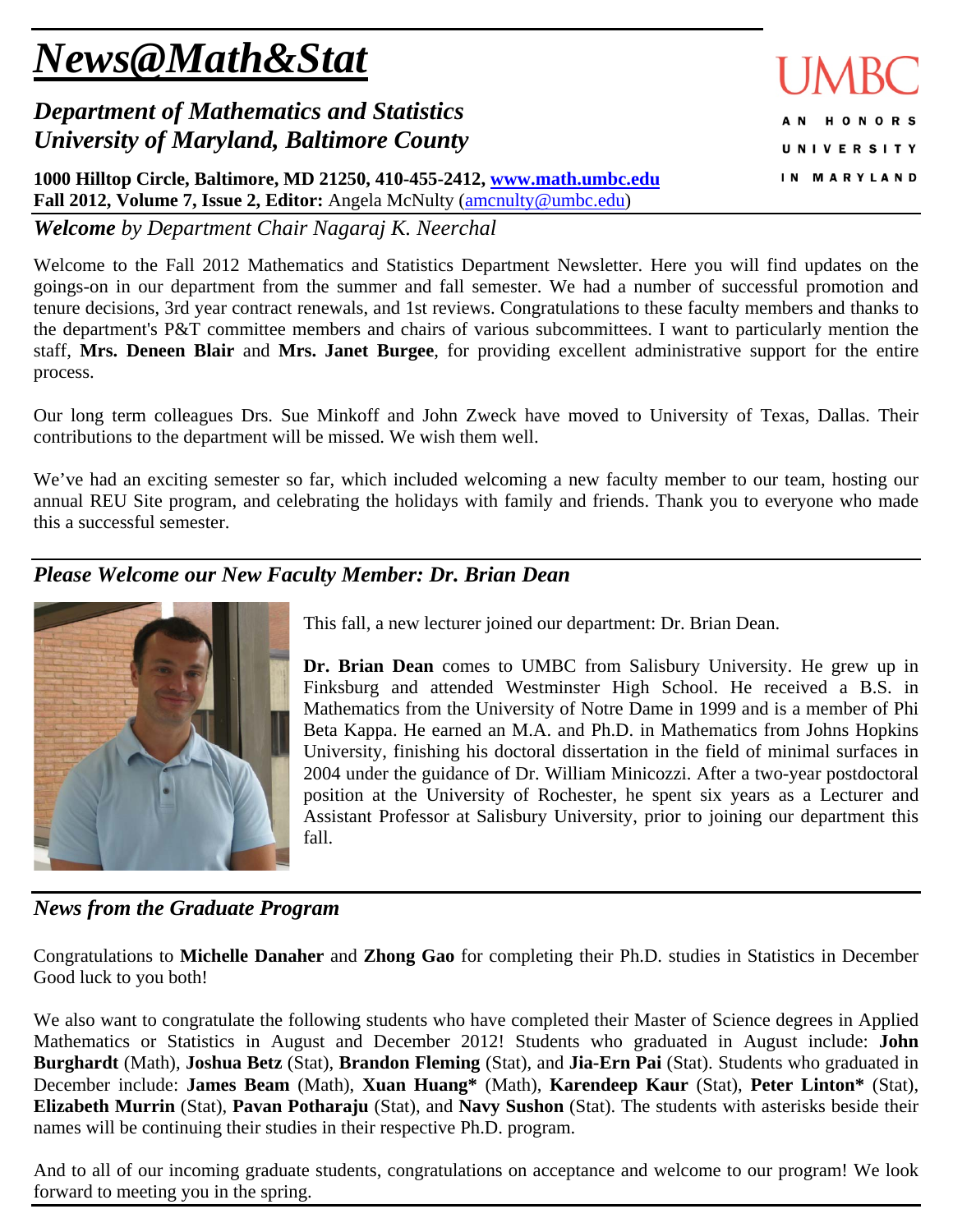# *News@Math&Stat*

## *Department of Mathematics and Statistics*
## *University of Maryland, Baltimore County*

UMBC
AN HONORS UNIVERSITY IN MARYLAND

**1000 Hilltop Circle, Baltimore, MD 21250, 410-455-2412, www.math.umbc.edu**
**Fall 2012, Volume 7, Issue 2, Editor:** Angela McNulty (amcnulty@umbc.edu)

### ***Welcome*** *by Department Chair Nagaraj K. Neerchal*

Welcome to the Fall 2012 Mathematics and Statistics Department Newsletter. Here you will find updates on the goings-on in our department from the summer and fall semester. We had a number of successful promotion and tenure decisions, 3rd year contract renewals, and 1st reviews. Congratulations to these faculty members and thanks to the department's P&T committee members and chairs of various subcommittees. I want to particularly mention the staff, **Mrs. Deneen Blair** and **Mrs. Janet Burgee**, for providing excellent administrative support for the entire process.

Our long term colleagues Drs. Sue Minkoff and John Zweck have moved to University of Texas, Dallas. Their contributions to the department will be missed. We wish them well.

We've had an exciting semester so far, which included welcoming a new faculty member to our team, hosting our annual REU Site program, and celebrating the holidays with family and friends. Thank you to everyone who made this a successful semester.

### *Please Welcome our New Faculty Member: Dr. Brian Dean*

This fall, a new lecturer joined our department: Dr. Brian Dean.

**Dr. Brian Dean** comes to UMBC from Salisbury University. He grew up in Finksburg and attended Westminster High School. He received a B.S. in Mathematics from the University of Notre Dame in 1999 and is a member of Phi Beta Kappa. He earned an M.A. and Ph.D. in Mathematics from Johns Hopkins University, finishing his doctoral dissertation in the field of minimal surfaces in 2004 under the guidance of Dr. William Minicozzi. After a two-year postdoctoral position at the University of Rochester, he spent six years as a Lecturer and Assistant Professor at Salisbury University, prior to joining our department this fall.

### *News from the Graduate Program*

Congratulations to **Michelle Danaher** and **Zhong Gao** for completing their Ph.D. studies in Statistics in December Good luck to you both!

We also want to congratulate the following students who have completed their Master of Science degrees in Applied Mathematics or Statistics in August and December 2012! Students who graduated in August include: **John Burghardt** (Math), **Joshua Betz** (Stat), **Brandon Fleming** (Stat), and **Jia-Ern Pai** (Stat). Students who graduated in December include: **James Beam** (Math), **Xuan Huang*** (Math), **Karendeep Kaur** (Stat), **Peter Linton*** (Stat), **Elizabeth Murrin** (Stat), **Pavan Potharaju** (Stat), and **Navy Sushon** (Stat). The students with asterisks beside their names will be continuing their studies in their respective Ph.D. program.

And to all of our incoming graduate students, congratulations on acceptance and welcome to our program! We look forward to meeting you in the spring.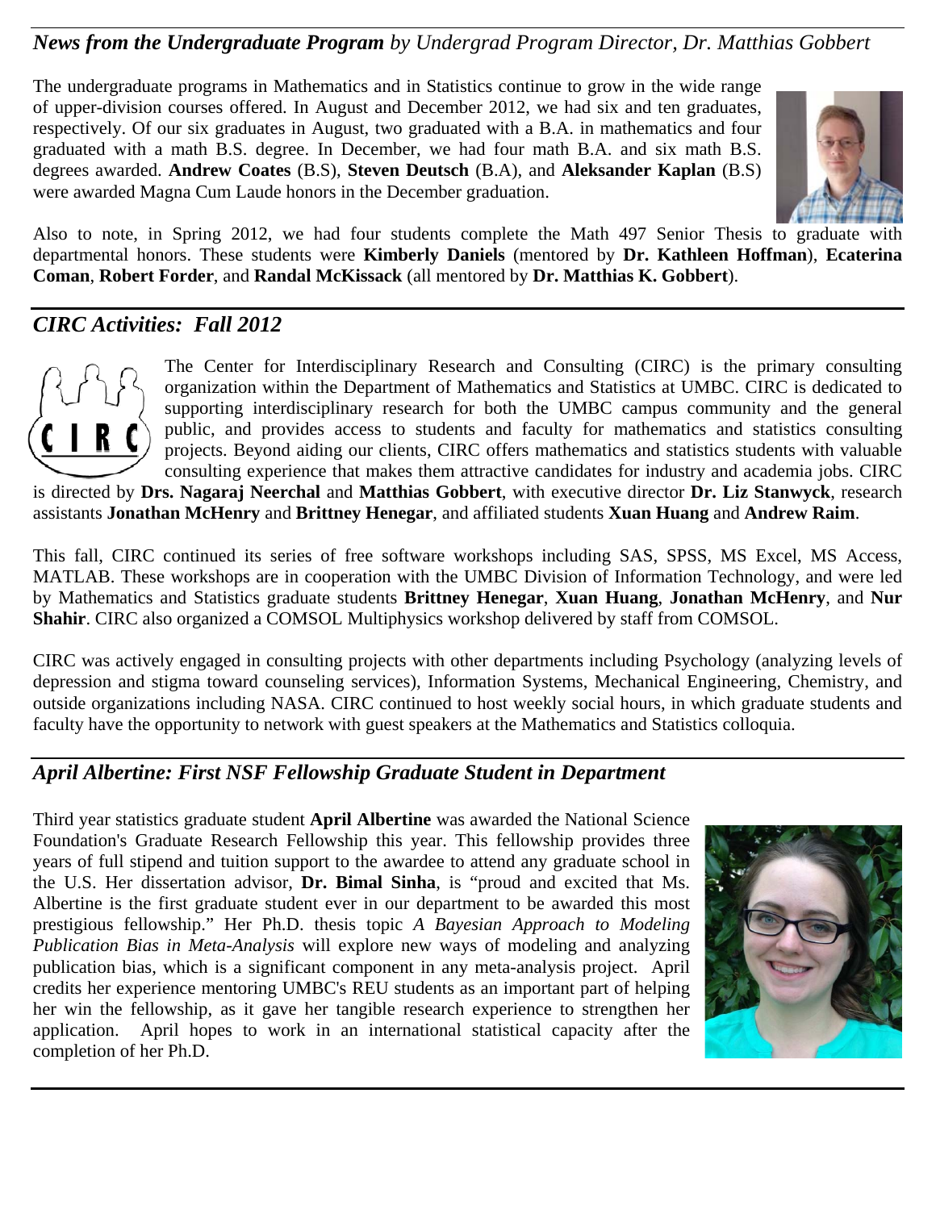## *News from the Undergraduate Program* *by Undergrad Program Director, Dr. Matthias Gobbert*

The undergraduate programs in Mathematics and in Statistics continue to grow in the wide range of upper-division courses offered. In August and December 2012, we had six and ten graduates, respectively. Of our six graduates in August, two graduated with a B.A. in mathematics and four graduated with a math B.S. degree. In December, we had four math B.A. and six math B.S. degrees awarded. **Andrew Coates** (B.S), **Steven Deutsch** (B.A), and **Aleksander Kaplan** (B.S) were awarded Magna Cum Laude honors in the December graduation.

Also to note, in Spring 2012, we had four students complete the Math 497 Senior Thesis to graduate with departmental honors. These students were **Kimberly Daniels** (mentored by **Dr. Kathleen Hoffman**), **Ecaterina Coman**, **Robert Forder**, and **Randal McKissack** (all mentored by **Dr. Matthias K. Gobbert**).

## *CIRC Activities: Fall 2012*

The Center for Interdisciplinary Research and Consulting (CIRC) is the primary consulting organization within the Department of Mathematics and Statistics at UMBC. CIRC is dedicated to supporting interdisciplinary research for both the UMBC campus community and the general public, and provides access to students and faculty for mathematics and statistics consulting projects. Beyond aiding our clients, CIRC offers mathematics and statistics students with valuable consulting experience that makes them attractive candidates for industry and academia jobs. CIRC is directed by **Drs. Nagaraj Neerchal** and **Matthias Gobbert**, with executive director **Dr. Liz Stanwyck**, research assistants **Jonathan McHenry** and **Brittney Henegar**, and affiliated students **Xuan Huang** and **Andrew Raim**.

This fall, CIRC continued its series of free software workshops including SAS, SPSS, MS Excel, MS Access, MATLAB. These workshops are in cooperation with the UMBC Division of Information Technology, and were led by Mathematics and Statistics graduate students **Brittney Henegar**, **Xuan Huang**, **Jonathan McHenry**, and **Nur Shahir**. CIRC also organized a COMSOL Multiphysics workshop delivered by staff from COMSOL.

CIRC was actively engaged in consulting projects with other departments including Psychology (analyzing levels of depression and stigma toward counseling services), Information Systems, Mechanical Engineering, Chemistry, and outside organizations including NASA. CIRC continued to host weekly social hours, in which graduate students and faculty have the opportunity to network with guest speakers at the Mathematics and Statistics colloquia.

## *April Albertine: First NSF Fellowship Graduate Student in Department*

Third year statistics graduate student **April Albertine** was awarded the National Science Foundation's Graduate Research Fellowship this year. This fellowship provides three years of full stipend and tuition support to the awardee to attend any graduate school in the U.S. Her dissertation advisor, **Dr. Bimal Sinha**, is "proud and excited that Ms. Albertine is the first graduate student ever in our department to be awarded this most prestigious fellowship." Her Ph.D. thesis topic *A Bayesian Approach to Modeling Publication Bias in Meta-Analysis* will explore new ways of modeling and analyzing publication bias, which is a significant component in any meta-analysis project. April credits her experience mentoring UMBC's REU students as an important part of helping her win the fellowship, as it gave her tangible research experience to strengthen her application. April hopes to work in an international statistical capacity after the completion of her Ph.D.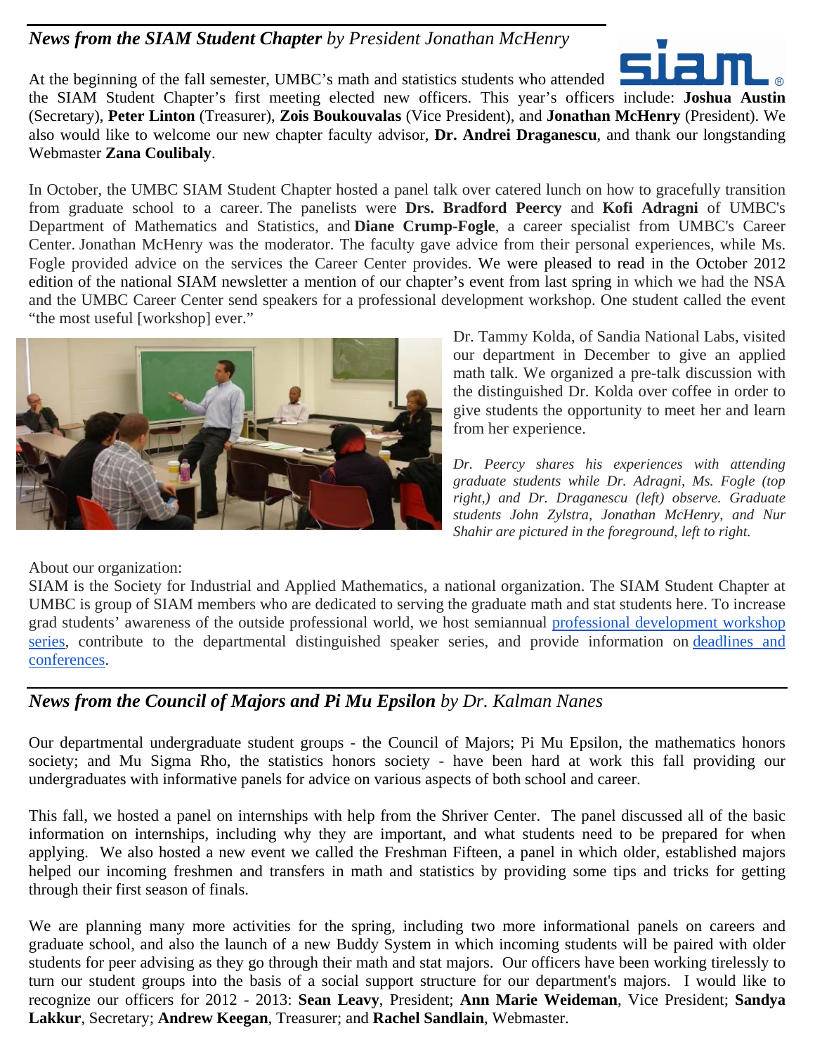## *News from the SIAM Student Chapter* by President Jonathan McHenry

At the beginning of the fall semester, UMBC's math and statistics students who attended the SIAM Student Chapter's first meeting elected new officers. This year's officers include: **Joshua Austin** (Secretary), **Peter Linton** (Treasurer), **Zois Boukouvalas** (Vice President), and **Jonathan McHenry** (President). We also would like to welcome our new chapter faculty advisor, **Dr. Andrei Draganescu**, and thank our longstanding Webmaster **Zana Coulibaly**.

In October, the UMBC SIAM Student Chapter hosted a panel talk over catered lunch on how to gracefully transition from graduate school to a career. The panelists were **Drs. Bradford Peercy** and **Kofi Adragni** of UMBC's Department of Mathematics and Statistics, and **Diane Crump-Fogle**, a career specialist from UMBC's Career Center. Jonathan McHenry was the moderator. The faculty gave advice from their personal experiences, while Ms. Fogle provided advice on the services the Career Center provides. We were pleased to read in the October 2012 edition of the national SIAM newsletter a mention of our chapter's event from last spring in which we had the NSA and the UMBC Career Center send speakers for a professional development workshop. One student called the event "the most useful [workshop] ever."

Dr. Tammy Kolda, of Sandia National Labs, visited our department in December to give an applied math talk. We organized a pre-talk discussion with the distinguished Dr. Kolda over coffee in order to give students the opportunity to meet her and learn from her experience.

*Dr. Peercy shares his experiences with attending graduate students while Dr. Adragni, Ms. Fogle (top right,) and Dr. Draganescu (left) observe. Graduate students John Zylstra, Jonathan McHenry, and Nur Shahir are pictured in the foreground, left to right.*

About our organization:
SIAM is the Society for Industrial and Applied Mathematics, a national organization. The SIAM Student Chapter at UMBC is group of SIAM members who are dedicated to serving the graduate math and stat students here. To increase grad students' awareness of the outside professional world, we host semiannual professional development workshop series, contribute to the departmental distinguished speaker series, and provide information on deadlines and conferences.

## *News from the Council of Majors and Pi Mu Epsilon* by Dr. Kalman Nanes

Our departmental undergraduate student groups - the Council of Majors; Pi Mu Epsilon, the mathematics honors society; and Mu Sigma Rho, the statistics honors society - have been hard at work this fall providing our undergraduates with informative panels for advice on various aspects of both school and career.

This fall, we hosted a panel on internships with help from the Shriver Center. The panel discussed all of the basic information on internships, including why they are important, and what students need to be prepared for when applying. We also hosted a new event we called the Freshman Fifteen, a panel in which older, established majors helped our incoming freshmen and transfers in math and statistics by providing some tips and tricks for getting through their first season of finals.

We are planning many more activities for the spring, including two more informational panels on careers and graduate school, and also the launch of a new Buddy System in which incoming students will be paired with older students for peer advising as they go through their math and stat majors. Our officers have been working tirelessly to turn our student groups into the basis of a social support structure for our department's majors. I would like to recognize our officers for 2012 - 2013: **Sean Leavy**, President; **Ann Marie Weideman**, Vice President; **Sandya Lakkur**, Secretary; **Andrew Keegan**, Treasurer; and **Rachel Sandlain**, Webmaster.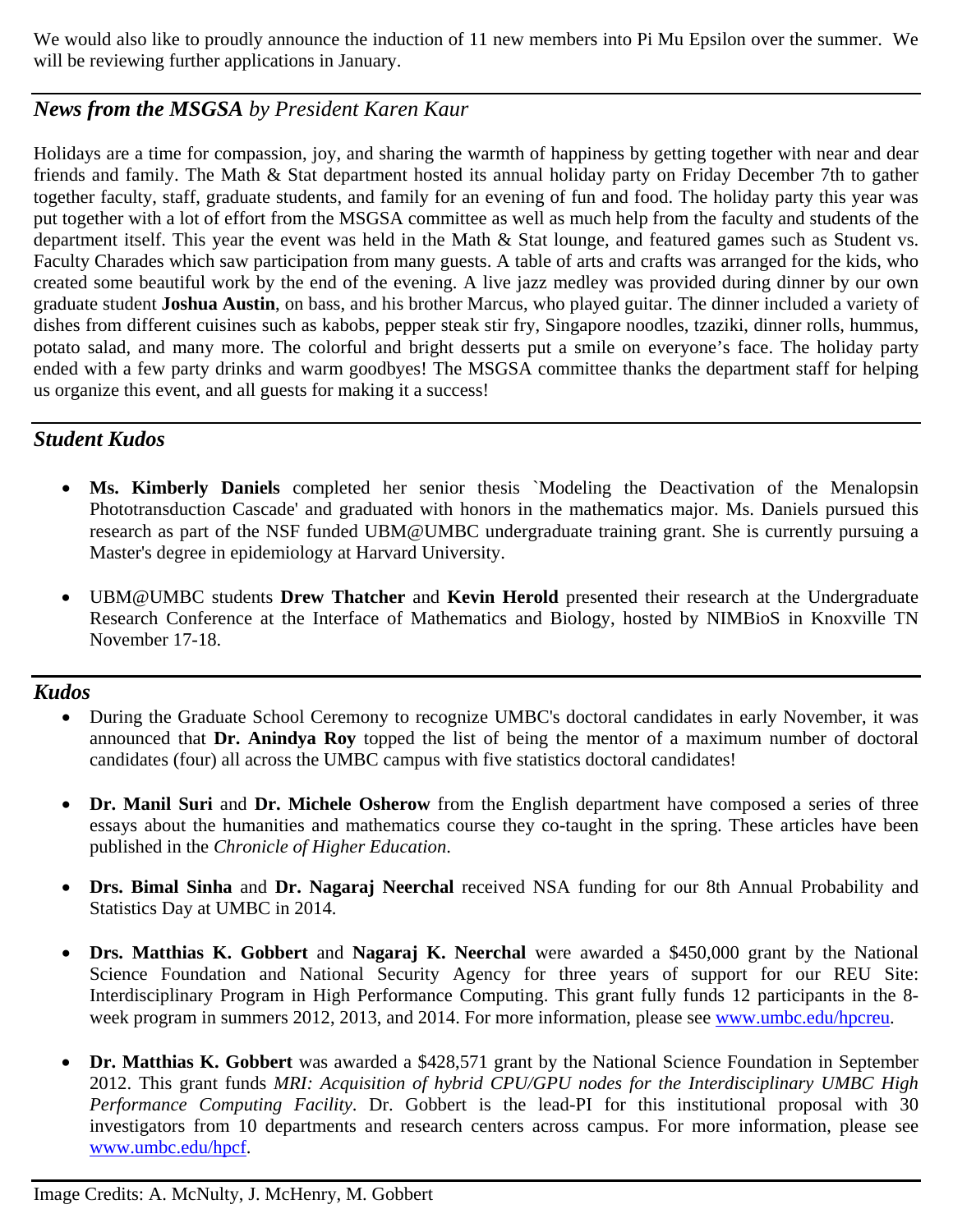We would also like to proudly announce the induction of 11 new members into Pi Mu Epsilon over the summer. We will be reviewing further applications in January.

---

## *News from the MSGSA* *by President Karen Kaur*

Holidays are a time for compassion, joy, and sharing the warmth of happiness by getting together with near and dear friends and family. The Math & Stat department hosted its annual holiday party on Friday December 7th to gather together faculty, staff, graduate students, and family for an evening of fun and food. The holiday party this year was put together with a lot of effort from the MSGSA committee as well as much help from the faculty and students of the department itself. This year the event was held in the Math & Stat lounge, and featured games such as Student vs. Faculty Charades which saw participation from many guests. A table of arts and crafts was arranged for the kids, who created some beautiful work by the end of the evening. A live jazz medley was provided during dinner by our own graduate student **Joshua Austin**, on bass, and his brother Marcus, who played guitar. The dinner included a variety of dishes from different cuisines such as kabobs, pepper steak stir fry, Singapore noodles, tzaziki, dinner rolls, hummus, potato salad, and many more. The colorful and bright desserts put a smile on everyone's face. The holiday party ended with a few party drinks and warm goodbyes! The MSGSA committee thanks the department staff for helping us organize this event, and all guests for making it a success!

---

## *Student Kudos*

- **Ms. Kimberly Daniels** completed her senior thesis `Modeling the Deactivation of the Menalopsin Phototransduction Cascade' and graduated with honors in the mathematics major. Ms. Daniels pursued this research as part of the NSF funded UBM@UMBC undergraduate training grant. She is currently pursuing a Master's degree in epidemiology at Harvard University.

- UBM@UMBC students **Drew Thatcher** and **Kevin Herold** presented their research at the Undergraduate Research Conference at the Interface of Mathematics and Biology, hosted by NIMBioS in Knoxville TN November 17-18.

---

## *Kudos*

- During the Graduate School Ceremony to recognize UMBC's doctoral candidates in early November, it was announced that **Dr. Anindya Roy** topped the list of being the mentor of a maximum number of doctoral candidates (four) all across the UMBC campus with five statistics doctoral candidates!

- **Dr. Manil Suri** and **Dr. Michele Osherow** from the English department have composed a series of three essays about the humanities and mathematics course they co-taught in the spring. These articles have been published in the *Chronicle of Higher Education*.

- **Drs. Bimal Sinha** and **Dr. Nagaraj Neerchal** received NSA funding for our 8th Annual Probability and Statistics Day at UMBC in 2014.

- **Drs. Matthias K. Gobbert** and **Nagaraj K. Neerchal** were awarded a $450,000 grant by the National Science Foundation and National Security Agency for three years of support for our REU Site: Interdisciplinary Program in High Performance Computing. This grant fully funds 12 participants in the 8-week program in summers 2012, 2013, and 2014. For more information, please see www.umbc.edu/hpcreu.

- **Dr. Matthias K. Gobbert** was awarded a $428,571 grant by the National Science Foundation in September 2012. This grant funds *MRI: Acquisition of hybrid CPU/GPU nodes for the Interdisciplinary UMBC High Performance Computing Facility*. Dr. Gobbert is the lead-PI for this institutional proposal with 30 investigators from 10 departments and research centers across campus. For more information, please see www.umbc.edu/hpcf.

---

Image Credits: A. McNulty, J. McHenry, M. Gobbert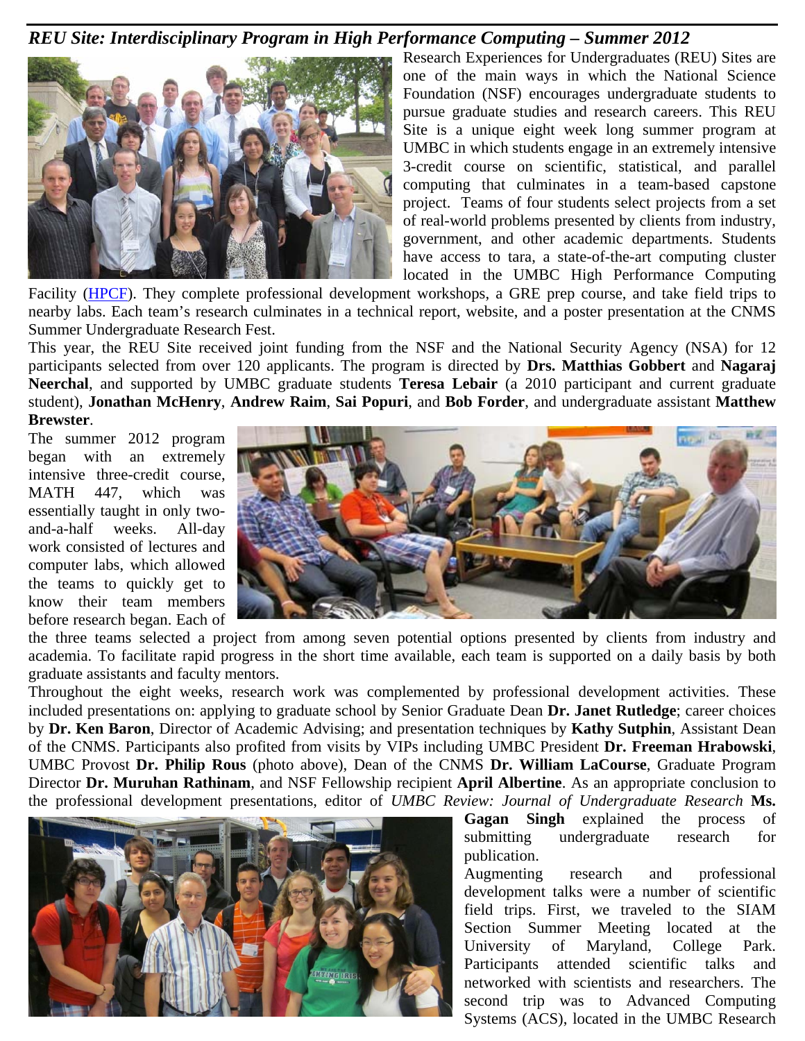## *REU Site: Interdisciplinary Program in High Performance Computing – Summer 2012*

Research Experiences for Undergraduates (REU) Sites are one of the main ways in which the National Science Foundation (NSF) encourages undergraduate students to pursue graduate studies and research careers. This REU Site is a unique eight week long summer program at UMBC in which students engage in an extremely intensive 3-credit course on scientific, statistical, and parallel computing that culminates in a team-based capstone project. Teams of four students select projects from a set of real-world problems presented by clients from industry, government, and other academic departments. Students have access to tara, a state-of-the-art computing cluster located in the UMBC High Performance Computing Facility (HPCF). They complete professional development workshops, a GRE prep course, and take field trips to nearby labs. Each team's research culminates in a technical report, website, and a poster presentation at the CNMS Summer Undergraduate Research Fest.

This year, the REU Site received joint funding from the NSF and the National Security Agency (NSA) for 12 participants selected from over 120 applicants. The program is directed by **Drs. Matthias Gobbert** and **Nagaraj Neerchal**, and supported by UMBC graduate students **Teresa Lebair** (a 2010 participant and current graduate student), **Jonathan McHenry**, **Andrew Raim**, **Sai Popuri**, and **Bob Forder**, and undergraduate assistant **Matthew Brewster**.

The summer 2012 program began with an extremely intensive three-credit course, MATH 447, which was essentially taught in only two-and-a-half weeks. All-day work consisted of lectures and computer labs, which allowed the teams to quickly get to know their team members before research began. Each of the three teams selected a project from among seven potential options presented by clients from industry and academia. To facilitate rapid progress in the short time available, each team is supported on a daily basis by both graduate assistants and faculty mentors.

Throughout the eight weeks, research work was complemented by professional development activities. These included presentations on: applying to graduate school by Senior Graduate Dean **Dr. Janet Rutledge**; career choices by **Dr. Ken Baron**, Director of Academic Advising; and presentation techniques by **Kathy Sutphin**, Assistant Dean of the CNMS. Participants also profited from visits by VIPs including UMBC President **Dr. Freeman Hrabowski**, UMBC Provost **Dr. Philip Rous** (photo above), Dean of the CNMS **Dr. William LaCourse**, Graduate Program Director **Dr. Muruhan Rathinam**, and NSF Fellowship recipient **April Albertine**. As an appropriate conclusion to the professional development presentations, editor of *UMBC Review: Journal of Undergraduate Research* **Ms. Gagan Singh** explained the process of submitting undergraduate research for publication.

Augmenting research and professional development talks were a number of scientific field trips. First, we traveled to the SIAM Section Summer Meeting located at the University of Maryland, College Park. Participants attended scientific talks and networked with scientists and researchers. The second trip was to Advanced Computing Systems (ACS), located in the UMBC Research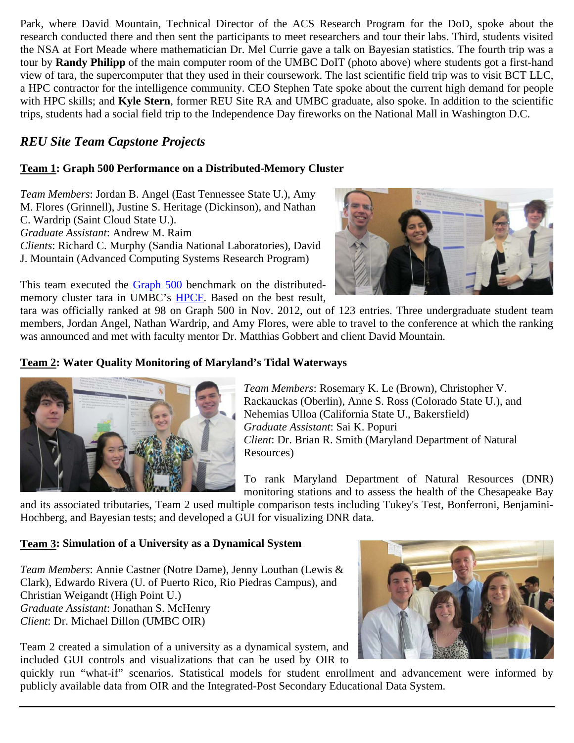Park, where David Mountain, Technical Director of the ACS Research Program for the DoD, spoke about the research conducted there and then sent the participants to meet researchers and tour their labs. Third, students visited the NSA at Fort Meade where mathematician Dr. Mel Currie gave a talk on Bayesian statistics. The fourth trip was a tour by **Randy Philipp** of the main computer room of the UMBC DoIT (photo above) where students got a first-hand view of tara, the supercomputer that they used in their coursework. The last scientific field trip was to visit BCT LLC, a HPC contractor for the intelligence community. CEO Stephen Tate spoke about the current high demand for people with HPC skills; and **Kyle Stern**, former REU Site RA and UMBC graduate, also spoke. In addition to the scientific trips, students had a social field trip to the Independence Day fireworks on the National Mall in Washington D.C.

## *REU Site Team Capstone Projects*

### <u>Team 1</u>: Graph 500 Performance on a Distributed-Memory Cluster

*Team Members*: Jordan B. Angel (East Tennessee State U.), Amy M. Flores (Grinnell), Justine S. Heritage (Dickinson), and Nathan C. Wardrip (Saint Cloud State U.)
*Graduate Assistant*: Andrew M. Raim
*Clients*: Richard C. Murphy (Sandia National Laboratories), David J. Mountain (Advanced Computing Systems Research Program)

This team executed the Graph 500 benchmark on the distributed-memory cluster tara in UMBC's HPCF. Based on the best result, tara was officially ranked at 98 on Graph 500 in Nov. 2012, out of 123 entries. Three undergraduate student team members, Jordan Angel, Nathan Wardrip, and Amy Flores, were able to travel to the conference at which the ranking was announced and met with faculty mentor Dr. Matthias Gobbert and client David Mountain.

### <u>Team 2</u>: Water Quality Monitoring of Maryland's Tidal Waterways

*Team Members*: Rosemary K. Le (Brown), Christopher V. Rackauckas (Oberlin), Anne S. Ross (Colorado State U.), and Nehemias Ulloa (California State U., Bakersfield)
*Graduate Assistant*: Sai K. Popuri
*Client*: Dr. Brian R. Smith (Maryland Department of Natural Resources)

To rank Maryland Department of Natural Resources (DNR) monitoring stations and to assess the health of the Chesapeake Bay and its associated tributaries, Team 2 used multiple comparison tests including Tukey's Test, Bonferroni, Benjamini-Hochberg, and Bayesian tests; and developed a GUI for visualizing DNR data.

### <u>Team 3</u>: Simulation of a University as a Dynamical System

*Team Members*: Annie Castner (Notre Dame), Jenny Louthan (Lewis & Clark), Edwardo Rivera (U. of Puerto Rico, Rio Piedras Campus), and Christian Weigandt (High Point U.)
*Graduate Assistant*: Jonathan S. McHenry
*Client*: Dr. Michael Dillon (UMBC OIR)

Team 2 created a simulation of a university as a dynamical system, and included GUI controls and visualizations that can be used by OIR to quickly run "what-if" scenarios. Statistical models for student enrollment and advancement were informed by publicly available data from OIR and the Integrated-Post Secondary Educational Data System.